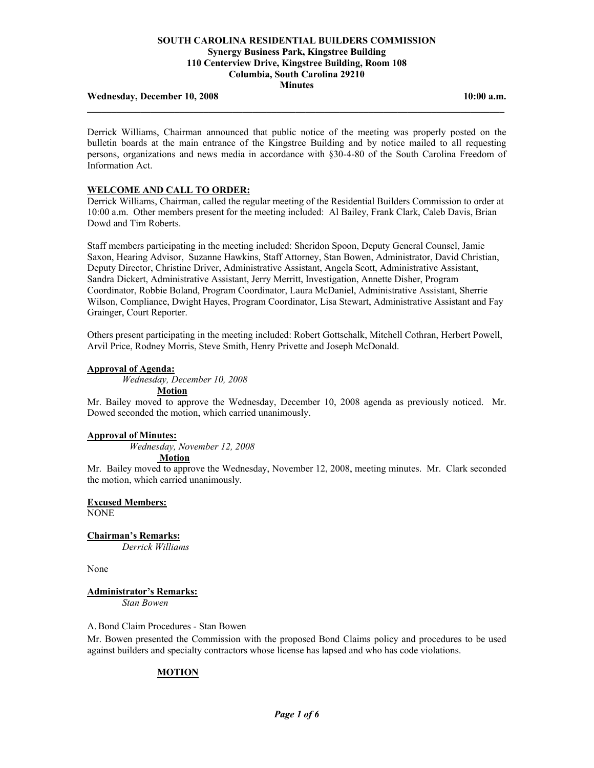**SOUTH CAROLINA RESIDENTIAL BUILDERS COMMISSION**
**Synergy Business Park, Kingstree Building**
**110 Centerview Drive, Kingstree Building, Room 108**
**Columbia, South Carolina 29210**
**Minutes**

**Wednesday, December 10, 2008** **10:00 a.m.**

---

Derrick Williams, Chairman announced that public notice of the meeting was properly posted on the bulletin boards at the main entrance of the Kingstree Building and by notice mailed to all requesting persons, organizations and news media in accordance with §30-4-80 of the South Carolina Freedom of Information Act.

**WELCOME AND CALL TO ORDER:**

Derrick Williams, Chairman, called the regular meeting of the Residential Builders Commission to order at 10:00 a.m. Other members present for the meeting included: Al Bailey, Frank Clark, Caleb Davis, Brian Dowd and Tim Roberts.

Staff members participating in the meeting included: Sheridon Spoon, Deputy General Counsel, Jamie Saxon, Hearing Advisor, Suzanne Hawkins, Staff Attorney, Stan Bowen, Administrator, David Christian, Deputy Director, Christine Driver, Administrative Assistant, Angela Scott, Administrative Assistant, Sandra Dickert, Administrative Assistant, Jerry Merritt, Investigation, Annette Disher, Program Coordinator, Robbie Boland, Program Coordinator, Laura McDaniel, Administrative Assistant, Sherrie Wilson, Compliance, Dwight Hayes, Program Coordinator, Lisa Stewart, Administrative Assistant and Fay Grainger, Court Reporter.

Others present participating in the meeting included: Robert Gottschalk, Mitchell Cothran, Herbert Powell, Arvil Price, Rodney Morris, Steve Smith, Henry Privette and Joseph McDonald.

**Approval of Agenda:**

*Wednesday, December 10, 2008*

**Motion**

Mr. Bailey moved to approve the Wednesday, December 10, 2008 agenda as previously noticed. Mr. Dowed seconded the motion, which carried unanimously.

**Approval of Minutes:**

*Wednesday, November 12, 2008*

**Motion**

Mr. Bailey moved to approve the Wednesday, November 12, 2008, meeting minutes. Mr. Clark seconded the motion, which carried unanimously.

**Excused Members:**

NONE

**Chairman's Remarks:**

*Derrick Williams*

None

**Administrator's Remarks:**

*Stan Bowen*

A. Bond Claim Procedures - Stan Bowen

Mr. Bowen presented the Commission with the proposed Bond Claims policy and procedures to be used against builders and specialty contractors whose license has lapsed and who has code violations.

**MOTION**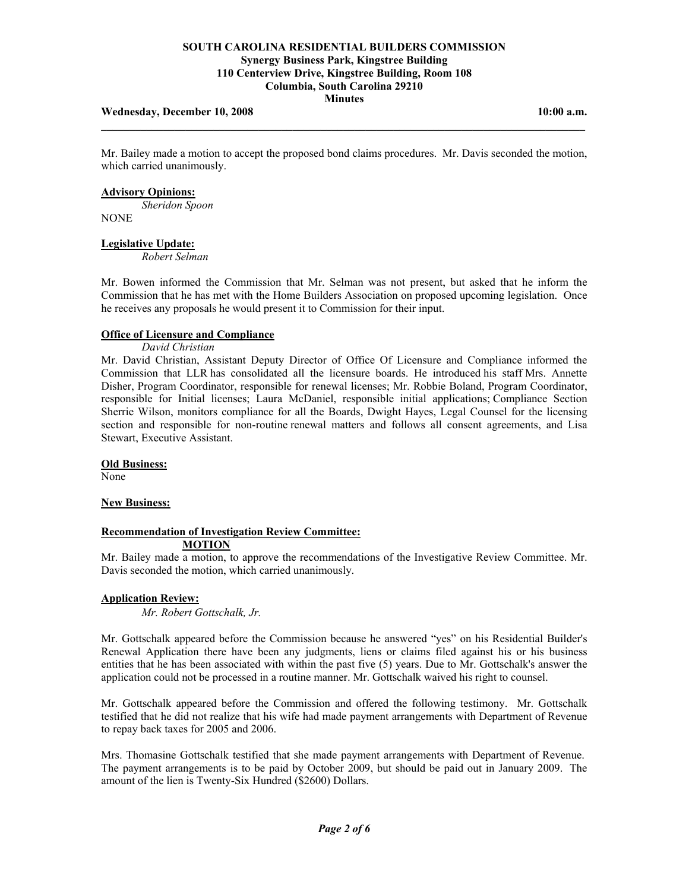Mr. Bailey made a motion to accept the proposed bond claims procedures. Mr. Davis seconded the motion, which carried unanimously.

**Advisory Opinions:**

*Sheridon Spoon*

NONE

**Legislative Update:**

*Robert Selman*

Mr. Bowen informed the Commission that Mr. Selman was not present, but asked that he inform the Commission that he has met with the Home Builders Association on proposed upcoming legislation. Once he receives any proposals he would present it to Commission for their input.

**Office of Licensure and Compliance**

*David Christian*

Mr. David Christian, Assistant Deputy Director of Office Of Licensure and Compliance informed the Commission that LLR has consolidated all the licensure boards. He introduced his staff Mrs. Annette Disher, Program Coordinator, responsible for renewal licenses; Mr. Robbie Boland, Program Coordinator, responsible for Initial licenses; Laura McDaniel, responsible initial applications; Compliance Section Sherrie Wilson, monitors compliance for all the Boards, Dwight Hayes, Legal Counsel for the licensing section and responsible for non-routine renewal matters and follows all consent agreements, and Lisa Stewart, Executive Assistant.

**Old Business:**

None

**New Business:**

**Recommendation of Investigation Review Committee:**

**MOTION**

Mr. Bailey made a motion, to approve the recommendations of the Investigative Review Committee. Mr. Davis seconded the motion, which carried unanimously.

**Application Review:**

*Mr. Robert Gottschalk, Jr.*

Mr. Gottschalk appeared before the Commission because he answered "yes" on his Residential Builder's Renewal Application there have been any judgments, liens or claims filed against his or his business entities that he has been associated with within the past five (5) years. Due to Mr. Gottschalk's answer the application could not be processed in a routine manner. Mr. Gottschalk waived his right to counsel.

Mr. Gottschalk appeared before the Commission and offered the following testimony. Mr. Gottschalk testified that he did not realize that his wife had made payment arrangements with Department of Revenue to repay back taxes for 2005 and 2006.

Mrs. Thomasine Gottschalk testified that she made payment arrangements with Department of Revenue. The payment arrangements is to be paid by October 2009, but should be paid out in January 2009. The amount of the lien is Twenty-Six Hundred ($2600) Dollars.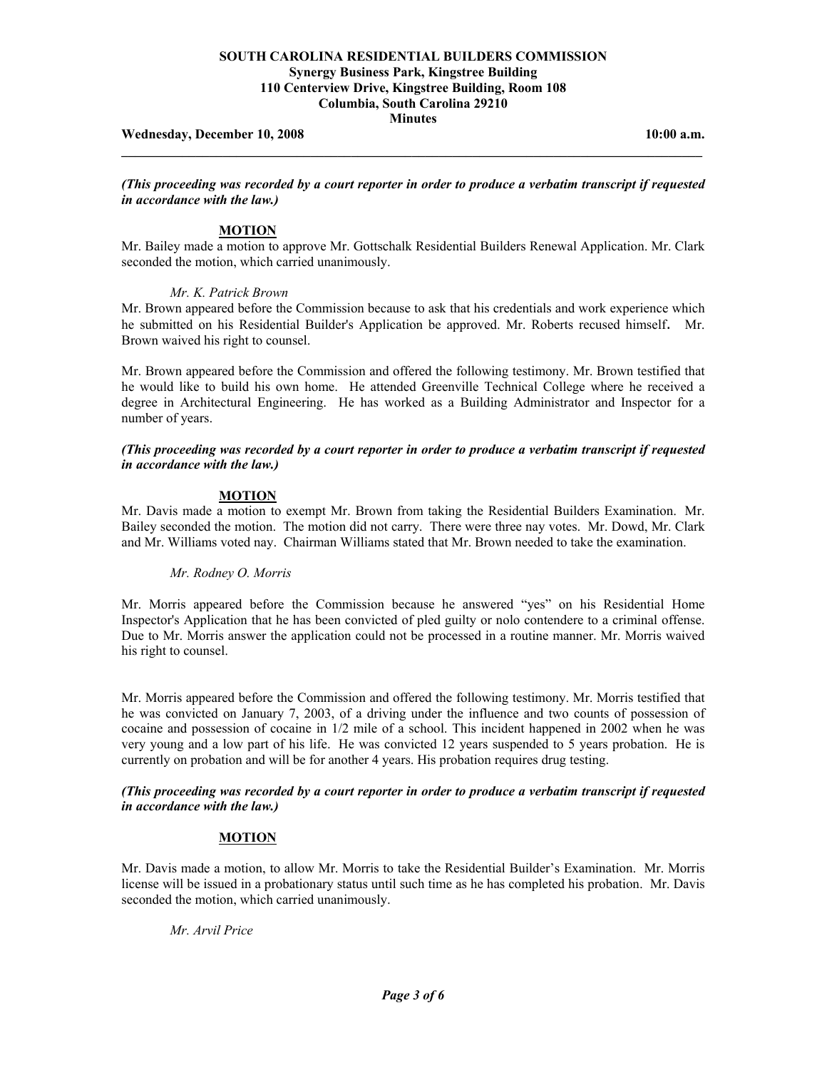**SOUTH CAROLINA RESIDENTIAL BUILDERS COMMISSION**
**Synergy Business Park, Kingstree Building**
**110 Centerview Drive, Kingstree Building, Room 108**
**Columbia, South Carolina 29210**
**Minutes**

**Wednesday, December 10, 2008** **10:00 a.m.**

***(This proceeding was recorded by a court reporter in order to produce a verbatim transcript if requested in accordance with the law.)***

**MOTION**

Mr. Bailey made a motion to approve Mr. Gottschalk Residential Builders Renewal Application. Mr. Clark seconded the motion, which carried unanimously.

*Mr. K. Patrick Brown*

Mr. Brown appeared before the Commission because to ask that his credentials and work experience which he submitted on his Residential Builder's Application be approved. Mr. Roberts recused himself**.** Mr. Brown waived his right to counsel.

Mr. Brown appeared before the Commission and offered the following testimony. Mr. Brown testified that he would like to build his own home. He attended Greenville Technical College where he received a degree in Architectural Engineering. He has worked as a Building Administrator and Inspector for a number of years.

***(This proceeding was recorded by a court reporter in order to produce a verbatim transcript if requested in accordance with the law.)***

**MOTION**

Mr. Davis made a motion to exempt Mr. Brown from taking the Residential Builders Examination. Mr. Bailey seconded the motion. The motion did not carry. There were three nay votes. Mr. Dowd, Mr. Clark and Mr. Williams voted nay. Chairman Williams stated that Mr. Brown needed to take the examination.

*Mr. Rodney O. Morris*

Mr. Morris appeared before the Commission because he answered "yes" on his Residential Home Inspector's Application that he has been convicted of pled guilty or nolo contendere to a criminal offense. Due to Mr. Morris answer the application could not be processed in a routine manner. Mr. Morris waived his right to counsel.

Mr. Morris appeared before the Commission and offered the following testimony. Mr. Morris testified that he was convicted on January 7, 2003, of a driving under the influence and two counts of possession of cocaine and possession of cocaine in 1/2 mile of a school. This incident happened in 2002 when he was very young and a low part of his life. He was convicted 12 years suspended to 5 years probation. He is currently on probation and will be for another 4 years. His probation requires drug testing.

***(This proceeding was recorded by a court reporter in order to produce a verbatim transcript if requested in accordance with the law.)***

**MOTION**

Mr. Davis made a motion, to allow Mr. Morris to take the Residential Builder's Examination. Mr. Morris license will be issued in a probationary status until such time as he has completed his probation. Mr. Davis seconded the motion, which carried unanimously.

*Mr. Arvil Price*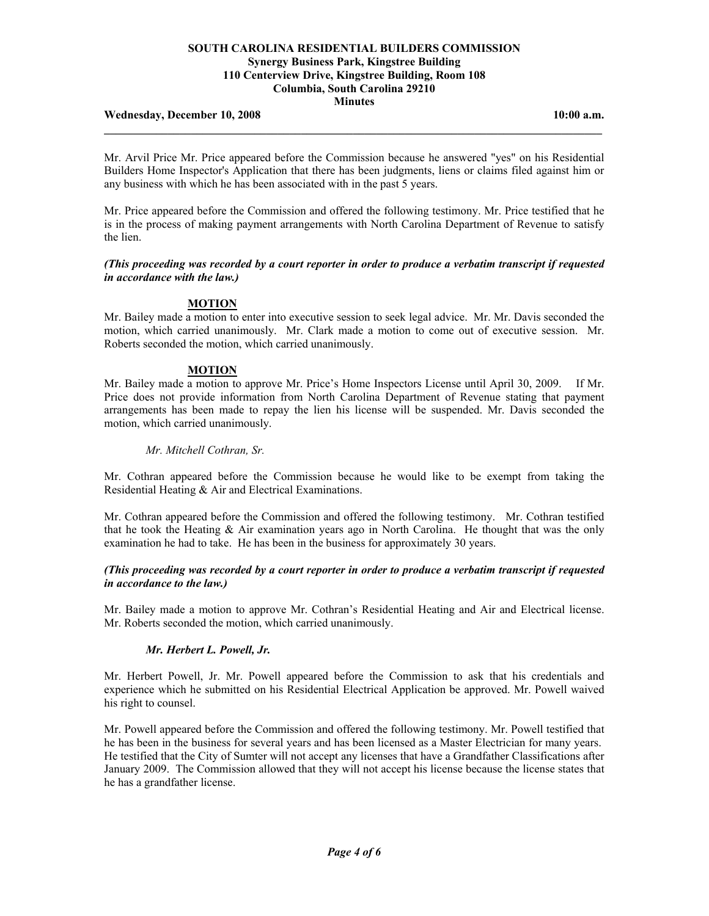Mr. Arvil Price Mr. Price appeared before the Commission because he answered "yes" on his Residential Builders Home Inspector's Application that there has been judgments, liens or claims filed against him or any business with which he has been associated with in the past 5 years.

Mr. Price appeared before the Commission and offered the following testimony. Mr. Price testified that he is in the process of making payment arrangements with North Carolina Department of Revenue to satisfy the lien.

***(This proceeding was recorded by a court reporter in order to produce a verbatim transcript if requested in accordance with the law.)***

**MOTION**

Mr. Bailey made a motion to enter into executive session to seek legal advice. Mr. Mr. Davis seconded the motion, which carried unanimously. Mr. Clark made a motion to come out of executive session. Mr. Roberts seconded the motion, which carried unanimously.

**MOTION**

Mr. Bailey made a motion to approve Mr. Price's Home Inspectors License until April 30, 2009. If Mr. Price does not provide information from North Carolina Department of Revenue stating that payment arrangements has been made to repay the lien his license will be suspended. Mr. Davis seconded the motion, which carried unanimously.

*Mr. Mitchell Cothran, Sr.*

Mr. Cothran appeared before the Commission because he would like to be exempt from taking the Residential Heating & Air and Electrical Examinations.

Mr. Cothran appeared before the Commission and offered the following testimony. Mr. Cothran testified that he took the Heating & Air examination years ago in North Carolina. He thought that was the only examination he had to take. He has been in the business for approximately 30 years.

***(This proceeding was recorded by a court reporter in order to produce a verbatim transcript if requested in accordance to the law.)***

Mr. Bailey made a motion to approve Mr. Cothran's Residential Heating and Air and Electrical license. Mr. Roberts seconded the motion, which carried unanimously.

***Mr. Herbert L. Powell, Jr.***

Mr. Herbert Powell, Jr. Mr. Powell appeared before the Commission to ask that his credentials and experience which he submitted on his Residential Electrical Application be approved. Mr. Powell waived his right to counsel.

Mr. Powell appeared before the Commission and offered the following testimony. Mr. Powell testified that he has been in the business for several years and has been licensed as a Master Electrician for many years. He testified that the City of Sumter will not accept any licenses that have a Grandfather Classifications after January 2009. The Commission allowed that they will not accept his license because the license states that he has a grandfather license.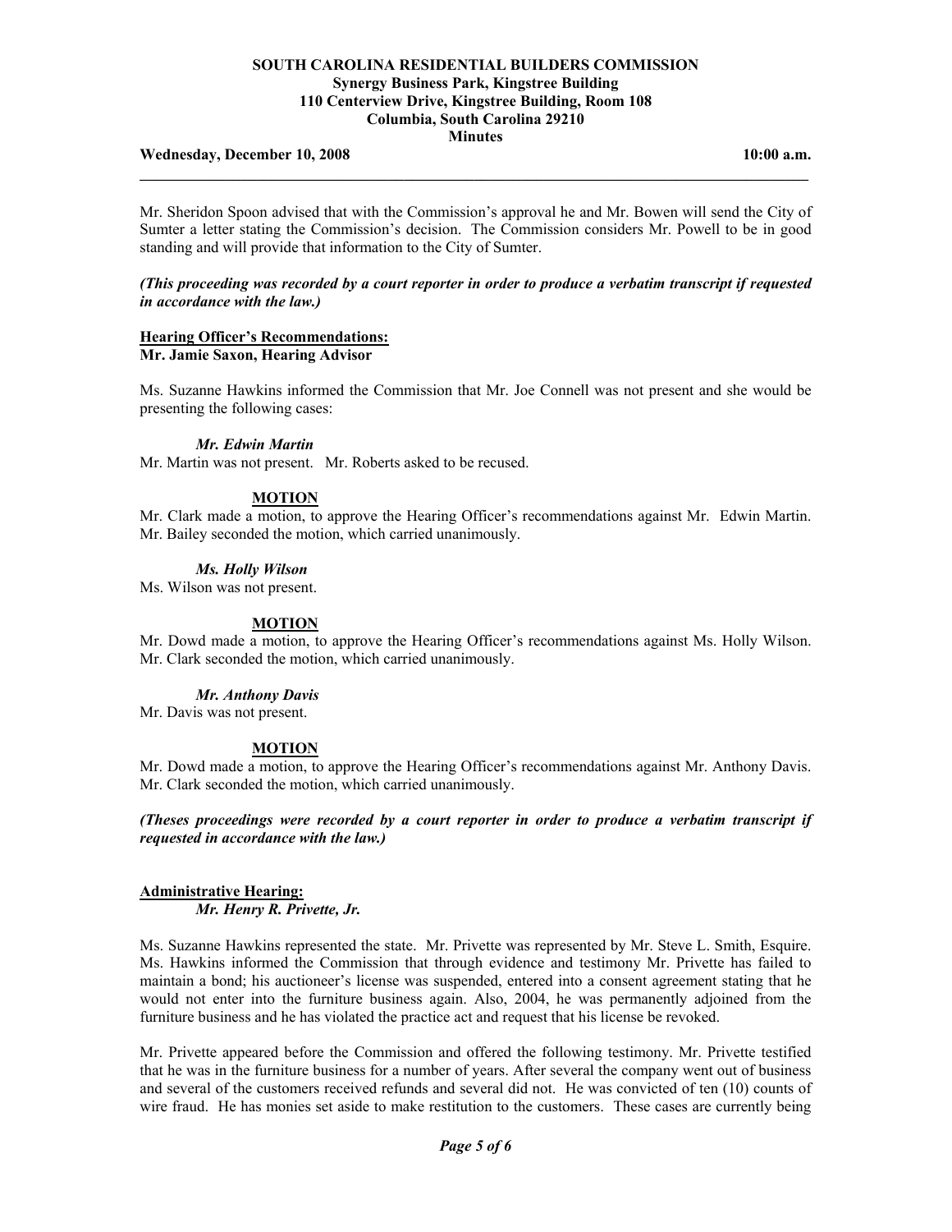Mr. Sheridon Spoon advised that with the Commission's approval he and Mr. Bowen will send the City of Sumter a letter stating the Commission's decision. The Commission considers Mr. Powell to be in good standing and will provide that information to the City of Sumter.

***(This proceeding was recorded by a court reporter in order to produce a verbatim transcript if requested in accordance with the law.)***

**Hearing Officer's Recommendations:**
**Mr. Jamie Saxon, Hearing Advisor**

Ms. Suzanne Hawkins informed the Commission that Mr. Joe Connell was not present and she would be presenting the following cases:

***Mr. Edwin Martin***

Mr. Martin was not present. Mr. Roberts asked to be recused.

**MOTION**

Mr. Clark made a motion, to approve the Hearing Officer's recommendations against Mr. Edwin Martin. Mr. Bailey seconded the motion, which carried unanimously.

***Ms. Holly Wilson***

Ms. Wilson was not present.

**MOTION**

Mr. Dowd made a motion, to approve the Hearing Officer's recommendations against Ms. Holly Wilson. Mr. Clark seconded the motion, which carried unanimously.

***Mr. Anthony Davis***

Mr. Davis was not present.

**MOTION**

Mr. Dowd made a motion, to approve the Hearing Officer's recommendations against Mr. Anthony Davis. Mr. Clark seconded the motion, which carried unanimously.

***(Theses proceedings were recorded by a court reporter in order to produce a verbatim transcript if requested in accordance with the law.)***

**Administrative Hearing:**

***Mr. Henry R. Privette, Jr.***

Ms. Suzanne Hawkins represented the state. Mr. Privette was represented by Mr. Steve L. Smith, Esquire. Ms. Hawkins informed the Commission that through evidence and testimony Mr. Privette has failed to maintain a bond; his auctioneer's license was suspended, entered into a consent agreement stating that he would not enter into the furniture business again. Also, 2004, he was permanently adjoined from the furniture business and he has violated the practice act and request that his license be revoked.

Mr. Privette appeared before the Commission and offered the following testimony. Mr. Privette testified that he was in the furniture business for a number of years. After several the company went out of business and several of the customers received refunds and several did not. He was convicted of ten (10) counts of wire fraud. He has monies set aside to make restitution to the customers. These cases are currently being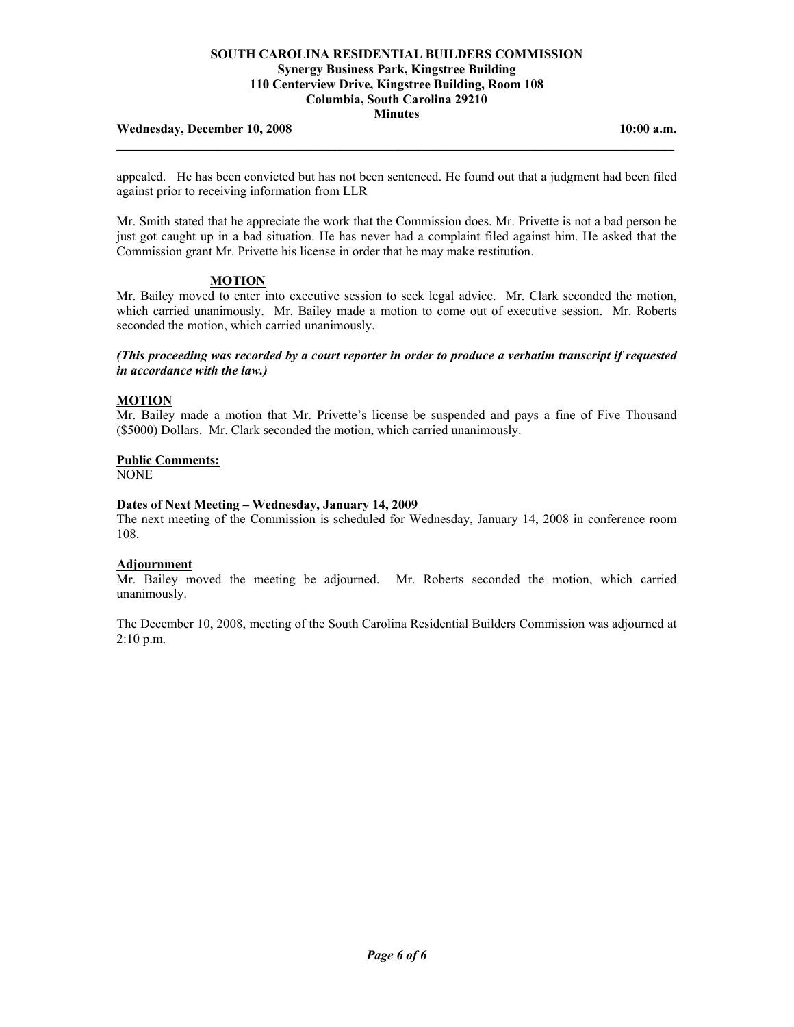appealed. He has been convicted but has not been sentenced. He found out that a judgment had been filed against prior to receiving information from LLR

Mr. Smith stated that he appreciate the work that the Commission does. Mr. Privette is not a bad person he just got caught up in a bad situation. He has never had a complaint filed against him. He asked that the Commission grant Mr. Privette his license in order that he may make restitution.

**MOTION**

Mr. Bailey moved to enter into executive session to seek legal advice. Mr. Clark seconded the motion, which carried unanimously. Mr. Bailey made a motion to come out of executive session. Mr. Roberts seconded the motion, which carried unanimously.

***(This proceeding was recorded by a court reporter in order to produce a verbatim transcript if requested in accordance with the law.)***

**MOTION**

Mr. Bailey made a motion that Mr. Privette's license be suspended and pays a fine of Five Thousand ($5000) Dollars. Mr. Clark seconded the motion, which carried unanimously.

**Public Comments:**

NONE

**Dates of Next Meeting – Wednesday, January 14, 2009**

The next meeting of the Commission is scheduled for Wednesday, January 14, 2008 in conference room 108.

**Adjournment**

Mr. Bailey moved the meeting be adjourned. Mr. Roberts seconded the motion, which carried unanimously.

The December 10, 2008, meeting of the South Carolina Residential Builders Commission was adjourned at 2:10 p.m.